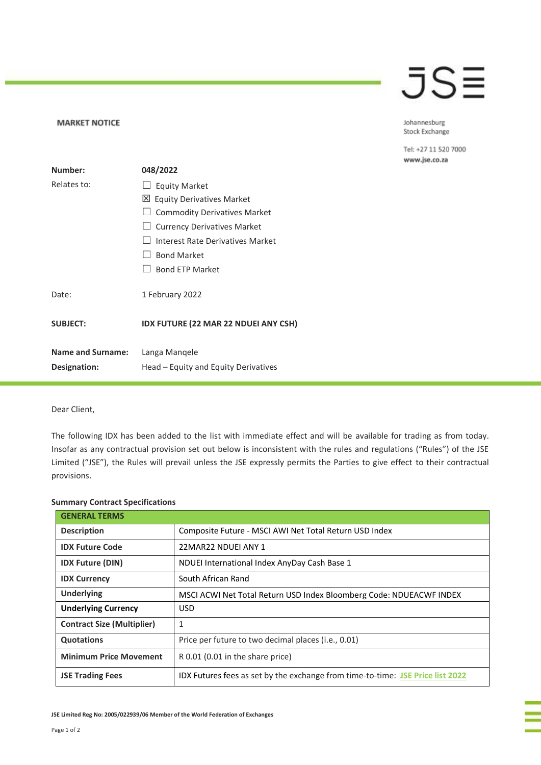**MARKET NOTICE**

Johannesburg Stock Exchange

Tel: +27 11 520 7000
www.jse.co.za

| | |
|---|---|
| **Number:** | **048/2022** |
| Relates to: | ☐ Equity Market<br>☒ Equity Derivatives Market<br>☐ Commodity Derivatives Market<br>☐ Currency Derivatives Market<br>☐ Interest Rate Derivatives Market<br>☐ Bond Market<br>☐ Bond ETP Market |
| Date: | 1 February 2022 |
| **SUBJECT:** | **IDX FUTURE (22 MAR 22 NDUEI ANY CSH)** |
| **Name and Surname:** | Langa Manqele |
| **Designation:** | Head – Equity and Equity Derivatives |

Dear Client,

The following IDX has been added to the list with immediate effect and will be available for trading as from today. Insofar as any contractual provision set out below is inconsistent with the rules and regulations ("Rules") of the JSE Limited ("JSE"), the Rules will prevail unless the JSE expressly permits the Parties to give effect to their contractual provisions.

**Summary Contract Specifications**

| **GENERAL TERMS** | |
|---|---|
| **Description** | Composite Future - MSCI AWI Net Total Return USD Index |
| **IDX Future Code** | 22MAR22 NDUEI ANY 1 |
| **IDX Future (DIN)** | NDUEI International Index AnyDay Cash Base 1 |
| **IDX Currency** | South African Rand |
| **Underlying** | MSCI ACWI Net Total Return USD Index Bloomberg Code: NDUEACWF INDEX |
| **Underlying Currency** | USD |
| **Contract Size (Multiplier)** | 1 |
| **Quotations** | Price per future to two decimal places (i.e., 0.01) |
| **Minimum Price Movement** | R 0.01 (0.01 in the share price) |
| **JSE Trading Fees** | IDX Futures fees as set by the exchange from time-to-time: JSE Price list 2022 |

JSE Limited Reg No: 2005/022939/06 Member of the World Federation of Exchanges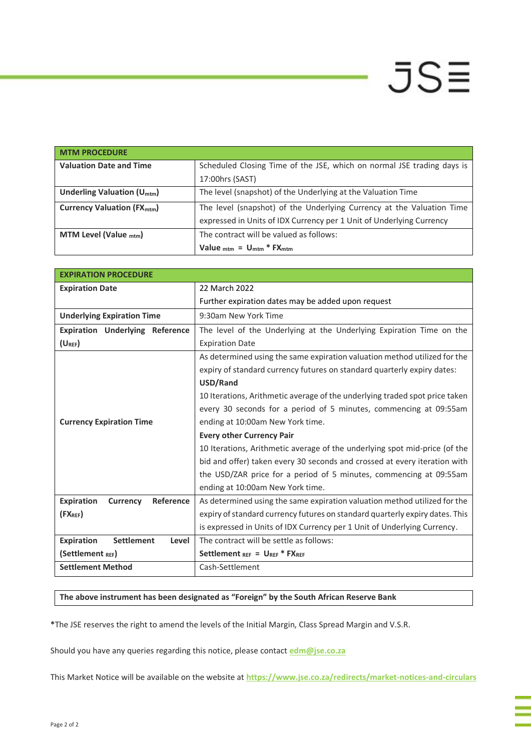| MTM PROCEDURE | |
|---|---|
| **Valuation Date and Time** | Scheduled Closing Time of the JSE, which on normal JSE trading days is 17:00hrs (SAST) |
| **Underling Valuation ($U_{mtm}$)** | The level (snapshot) of the Underlying at the Valuation Time |
| **Currency Valuation ($FX_{mtm}$)** | The level (snapshot) of the Underlying Currency at the Valuation Time expressed in Units of IDX Currency per 1 Unit of Underlying Currency |
| **MTM Level (Value $_{mtm}$)** | The contract will be valued as follows: **Value $_{mtm}$ = $U_{mtm}$ * $FX_{mtm}$** |

| EXPIRATION PROCEDURE | |
|---|---|
| **Expiration Date** | 22 March 2022<br>Further expiration dates may be added upon request |
| **Underlying Expiration Time** | 9:30am New York Time |
| **Expiration Underlying Reference ($U_{REF}$)** | The level of the Underlying at the Underlying Expiration Time on the Expiration Date |
| **Currency Expiration Time** | As determined using the same expiration valuation method utilized for the expiry of standard currency futures on standard quarterly expiry dates:<br>**USD/Rand**<br>10 Iterations, Arithmetic average of the underlying traded spot price taken every 30 seconds for a period of 5 minutes, commencing at 09:55am ending at 10:00am New York time.<br>**Every other Currency Pair**<br>10 Iterations, Arithmetic average of the underlying spot mid-price (of the bid and offer) taken every 30 seconds and crossed at every iteration with the USD/ZAR price for a period of 5 minutes, commencing at 09:55am ending at 10:00am New York time. |
| **Expiration Currency Reference ($FX_{REF}$)** | As determined using the same expiration valuation method utilized for the expiry of standard currency futures on standard quarterly expiry dates. This is expressed in Units of IDX Currency per 1 Unit of Underlying Currency. |
| **Expiration Settlement Level (Settlement $_{REF}$)** | The contract will be settle as follows:<br>**Settlement $_{REF}$ = $U_{REF}$ * $FX_{REF}$** |
| **Settlement Method** | Cash-Settlement |

**The above instrument has been designated as "Foreign" by the South African Reserve Bank**

*The JSE reserves the right to amend the levels of the Initial Margin, Class Spread Margin and V.S.R.

Should you have any queries regarding this notice, please contact edm@jse.co.za

This Market Notice will be available on the website at https://www.jse.co.za/redirects/market-notices-and-circulars